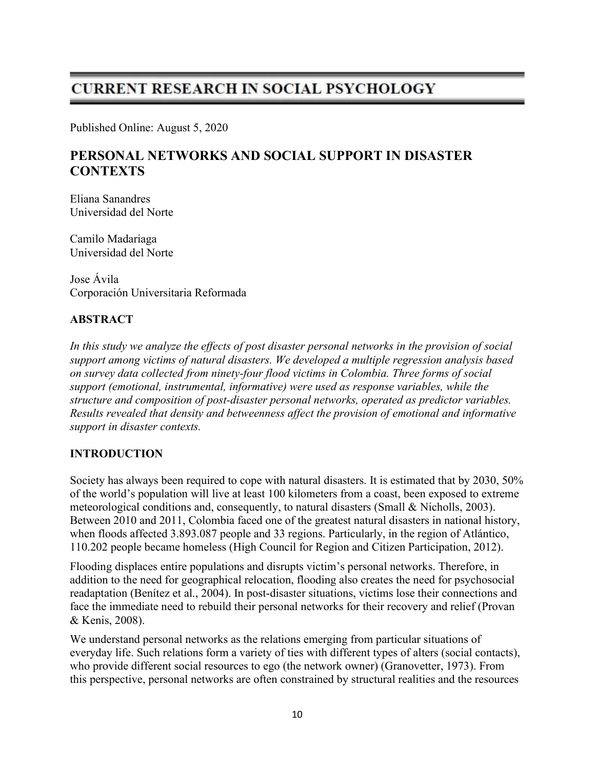# CURRENT RESEARCH IN SOCIAL PSYCHOLOGY

Published Online: August 5, 2020

## PERSONAL NETWORKS AND SOCIAL SUPPORT IN DISASTER CONTEXTS

Eliana Sanandres
Universidad del Norte

Camilo Madariaga
Universidad del Norte

Jose Ávila
Corporación Universitaria Reformada

### ABSTRACT

*In this study we analyze the effects of post disaster personal networks in the provision of social support among victims of natural disasters. We developed a multiple regression analysis based on survey data collected from ninety-four flood victims in Colombia. Three forms of social support (emotional, instrumental, informative) were used as response variables, while the structure and composition of post-disaster personal networks, operated as predictor variables. Results revealed that density and betweenness affect the provision of emotional and informative support in disaster contexts.*

### INTRODUCTION

Society has always been required to cope with natural disasters. It is estimated that by 2030, 50% of the world's population will live at least 100 kilometers from a coast, been exposed to extreme meteorological conditions and, consequently, to natural disasters (Small & Nicholls, 2003). Between 2010 and 2011, Colombia faced one of the greatest natural disasters in national history, when floods affected 3.893.087 people and 33 regions. Particularly, in the region of Atlántico, 110.202 people became homeless (High Council for Region and Citizen Participation, 2012).

Flooding displaces entire populations and disrupts victim's personal networks. Therefore, in addition to the need for geographical relocation, flooding also creates the need for psychosocial readaptation (Benítez et al., 2004). In post-disaster situations, victims lose their connections and face the immediate need to rebuild their personal networks for their recovery and relief (Provan & Kenis, 2008).

We understand personal networks as the relations emerging from particular situations of everyday life. Such relations form a variety of ties with different types of alters (social contacts), who provide different social resources to ego (the network owner) (Granovetter, 1973). From this perspective, personal networks are often constrained by structural realities and the resources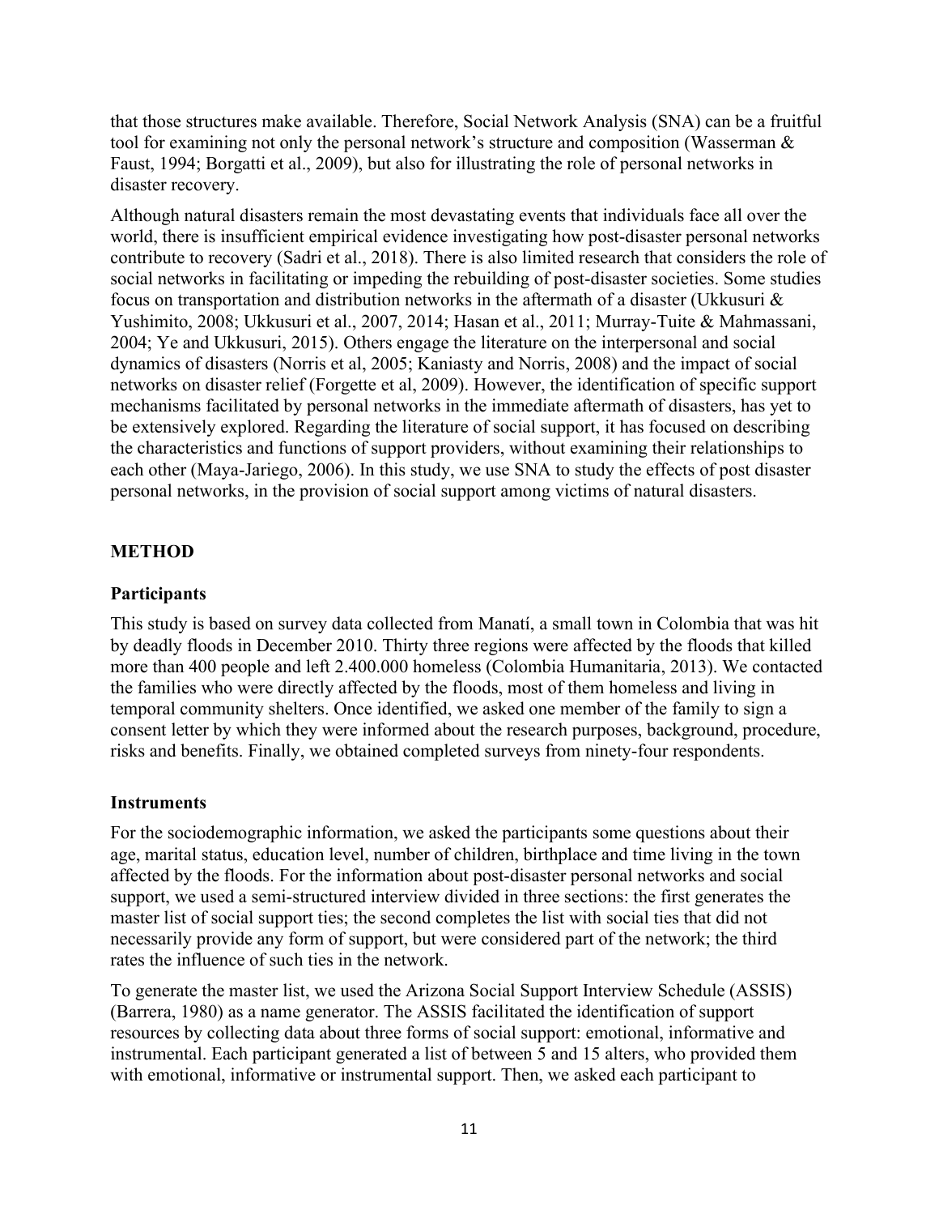that those structures make available. Therefore, Social Network Analysis (SNA) can be a fruitful tool for examining not only the personal network's structure and composition (Wasserman & Faust, 1994; Borgatti et al., 2009), but also for illustrating the role of personal networks in disaster recovery.

Although natural disasters remain the most devastating events that individuals face all over the world, there is insufficient empirical evidence investigating how post-disaster personal networks contribute to recovery (Sadri et al., 2018). There is also limited research that considers the role of social networks in facilitating or impeding the rebuilding of post-disaster societies. Some studies focus on transportation and distribution networks in the aftermath of a disaster (Ukkusuri & Yushimito, 2008; Ukkusuri et al., 2007, 2014; Hasan et al., 2011; Murray-Tuite & Mahmassani, 2004; Ye and Ukkusuri, 2015). Others engage the literature on the interpersonal and social dynamics of disasters (Norris et al, 2005; Kaniasty and Norris, 2008) and the impact of social networks on disaster relief (Forgette et al, 2009). However, the identification of specific support mechanisms facilitated by personal networks in the immediate aftermath of disasters, has yet to be extensively explored. Regarding the literature of social support, it has focused on describing the characteristics and functions of support providers, without examining their relationships to each other (Maya-Jariego, 2006). In this study, we use SNA to study the effects of post disaster personal networks, in the provision of social support among victims of natural disasters.

## METHOD

### Participants

This study is based on survey data collected from Manatí, a small town in Colombia that was hit by deadly floods in December 2010. Thirty three regions were affected by the floods that killed more than 400 people and left 2.400.000 homeless (Colombia Humanitaria, 2013). We contacted the families who were directly affected by the floods, most of them homeless and living in temporal community shelters. Once identified, we asked one member of the family to sign a consent letter by which they were informed about the research purposes, background, procedure, risks and benefits. Finally, we obtained completed surveys from ninety-four respondents.

### Instruments

For the sociodemographic information, we asked the participants some questions about their age, marital status, education level, number of children, birthplace and time living in the town affected by the floods. For the information about post-disaster personal networks and social support, we used a semi-structured interview divided in three sections: the first generates the master list of social support ties; the second completes the list with social ties that did not necessarily provide any form of support, but were considered part of the network; the third rates the influence of such ties in the network.

To generate the master list, we used the Arizona Social Support Interview Schedule (ASSIS) (Barrera, 1980) as a name generator. The ASSIS facilitated the identification of support resources by collecting data about three forms of social support: emotional, informative and instrumental. Each participant generated a list of between 5 and 15 alters, who provided them with emotional, informative or instrumental support. Then, we asked each participant to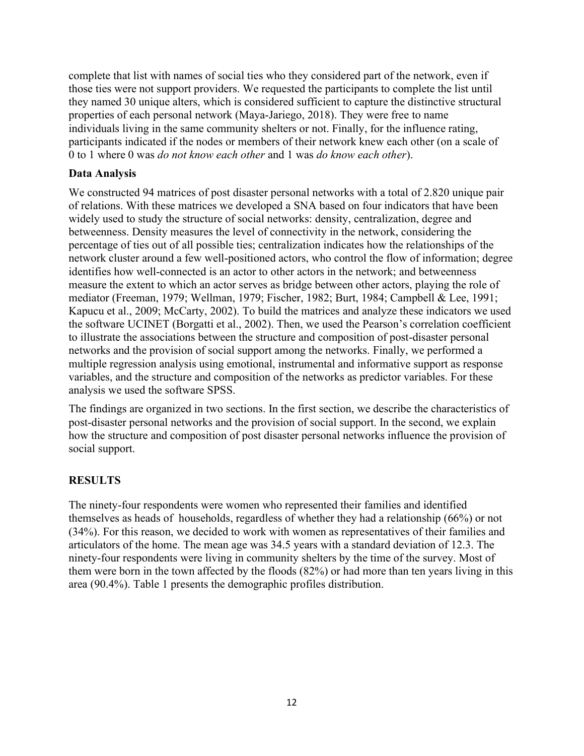complete that list with names of social ties who they considered part of the network, even if those ties were not support providers. We requested the participants to complete the list until they named 30 unique alters, which is considered sufficient to capture the distinctive structural properties of each personal network (Maya-Jariego, 2018). They were free to name individuals living in the same community shelters or not. Finally, for the influence rating, participants indicated if the nodes or members of their network knew each other (on a scale of 0 to 1 where 0 was *do not know each other* and 1 was *do know each other*).

**Data Analysis**

We constructed 94 matrices of post disaster personal networks with a total of 2.820 unique pair of relations. With these matrices we developed a SNA based on four indicators that have been widely used to study the structure of social networks: density, centralization, degree and betweenness. Density measures the level of connectivity in the network, considering the percentage of ties out of all possible ties; centralization indicates how the relationships of the network cluster around a few well-positioned actors, who control the flow of information; degree identifies how well-connected is an actor to other actors in the network; and betweenness measure the extent to which an actor serves as bridge between other actors, playing the role of mediator (Freeman, 1979; Wellman, 1979; Fischer, 1982; Burt, 1984; Campbell & Lee, 1991; Kapucu et al., 2009; McCarty, 2002). To build the matrices and analyze these indicators we used the software UCINET (Borgatti et al., 2002). Then, we used the Pearson's correlation coefficient to illustrate the associations between the structure and composition of post-disaster personal networks and the provision of social support among the networks. Finally, we performed a multiple regression analysis using emotional, instrumental and informative support as response variables, and the structure and composition of the networks as predictor variables. For these analysis we used the software SPSS.

The findings are organized in two sections. In the first section, we describe the characteristics of post-disaster personal networks and the provision of social support. In the second, we explain how the structure and composition of post disaster personal networks influence the provision of social support.

## RESULTS

The ninety-four respondents were women who represented their families and identified themselves as heads of households, regardless of whether they had a relationship (66%) or not (34%). For this reason, we decided to work with women as representatives of their families and articulators of the home. The mean age was 34.5 years with a standard deviation of 12.3. The ninety-four respondents were living in community shelters by the time of the survey. Most of them were born in the town affected by the floods (82%) or had more than ten years living in this area (90.4%). Table 1 presents the demographic profiles distribution.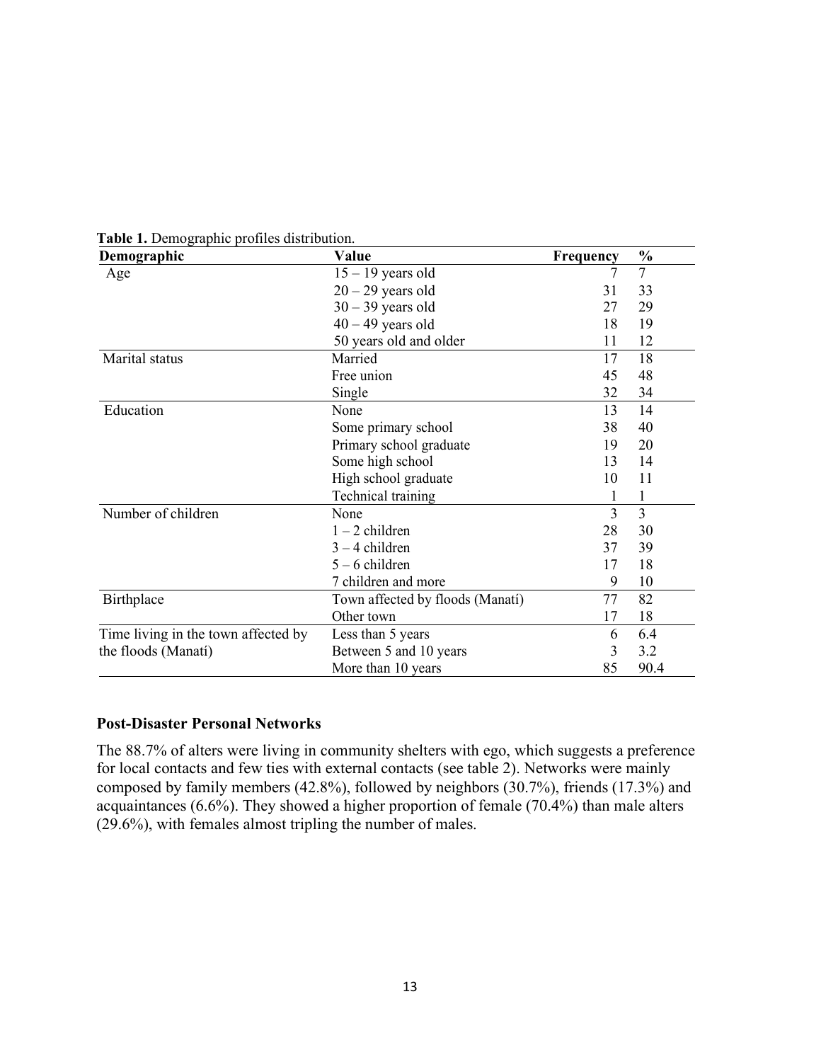**Table 1.** Demographic profiles distribution.

| Demographic | Value | Frequency | % |
|---|---|---|---|
| Age | 15 – 19 years old | 7 | 7 |
| | 20 – 29 years old | 31 | 33 |
| | 30 – 39 years old | 27 | 29 |
| | 40 – 49 years old | 18 | 19 |
| | 50 years old and older | 11 | 12 |
| Marital status | Married | 17 | 18 |
| | Free union | 45 | 48 |
| | Single | 32 | 34 |
| Education | None | 13 | 14 |
| | Some primary school | 38 | 40 |
| | Primary school graduate | 19 | 20 |
| | Some high school | 13 | 14 |
| | High school graduate | 10 | 11 |
| | Technical training | 1 | 1 |
| Number of children | None | 3 | 3 |
| | 1 – 2 children | 28 | 30 |
| | 3 – 4 children | 37 | 39 |
| | 5 – 6 children | 17 | 18 |
| | 7 children and more | 9 | 10 |
| Birthplace | Town affected by floods (Manatí) | 77 | 82 |
| | Other town | 17 | 18 |
| Time living in the town affected by the floods (Manatí) | Less than 5 years | 6 | 6.4 |
| | Between 5 and 10 years | 3 | 3.2 |
| | More than 10 years | 85 | 90.4 |

### Post-Disaster Personal Networks

The 88.7% of alters were living in community shelters with ego, which suggests a preference for local contacts and few ties with external contacts (see table 2). Networks were mainly composed by family members (42.8%), followed by neighbors (30.7%), friends (17.3%) and acquaintances (6.6%). They showed a higher proportion of female (70.4%) than male alters (29.6%), with females almost tripling the number of males.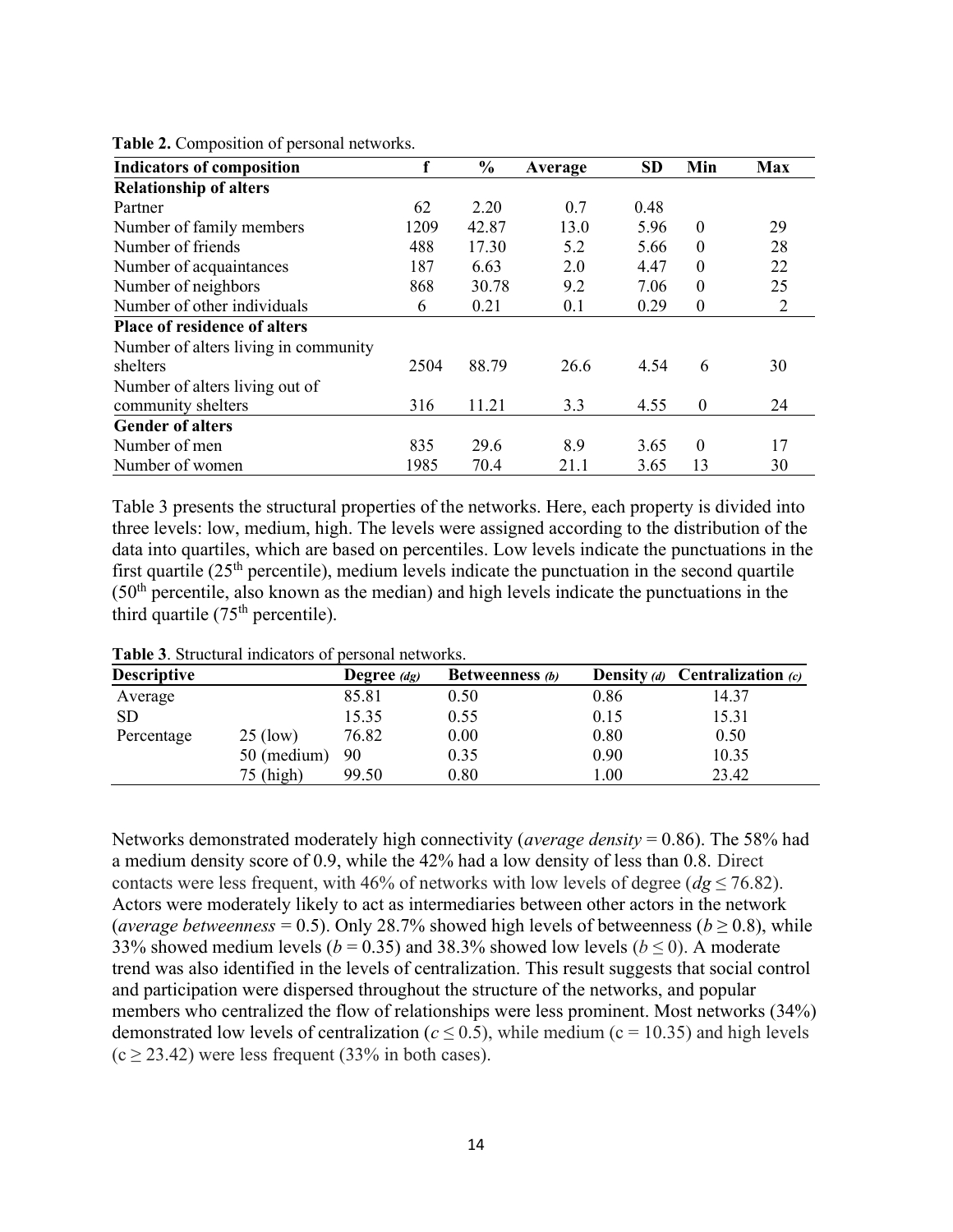**Table 2.** Composition of personal networks.

| Indicators of composition | f | % | Average | SD | Min | Max |
|---|---|---|---|---|---|---|
| **Relationship of alters** | | | | | | |
| Partner | 62 | 2.20 | 0.7 | 0.48 | | |
| Number of family members | 1209 | 42.87 | 13.0 | 5.96 | 0 | 29 |
| Number of friends | 488 | 17.30 | 5.2 | 5.66 | 0 | 28 |
| Number of acquaintances | 187 | 6.63 | 2.0 | 4.47 | 0 | 22 |
| Number of neighbors | 868 | 30.78 | 9.2 | 7.06 | 0 | 25 |
| Number of other individuals | 6 | 0.21 | 0.1 | 0.29 | 0 | 2 |
| **Place of residence of alters** | | | | | | |
| Number of alters living in community shelters | 2504 | 88.79 | 26.6 | 4.54 | 6 | 30 |
| Number of alters living out of community shelters | 316 | 11.21 | 3.3 | 4.55 | 0 | 24 |
| **Gender of alters** | | | | | | |
| Number of men | 835 | 29.6 | 8.9 | 3.65 | 0 | 17 |
| Number of women | 1985 | 70.4 | 21.1 | 3.65 | 13 | 30 |

Table 3 presents the structural properties of the networks. Here, each property is divided into three levels: low, medium, high. The levels were assigned according to the distribution of the data into quartiles, which are based on percentiles. Low levels indicate the punctuations in the first quartile (25th percentile), medium levels indicate the punctuation in the second quartile (50th percentile, also known as the median) and high levels indicate the punctuations in the third quartile (75th percentile).

**Table 3**. Structural indicators of personal networks.

| Descriptive | | Degree *(dg)* | Betweenness *(b)* | Density *(d)* | Centralization *(c)* |
|---|---|---|---|---|---|
| Average | | 85.81 | 0.50 | 0.86 | 14.37 |
| SD | | 15.35 | 0.55 | 0.15 | 15.31 |
| Percentage | 25 (low) | 76.82 | 0.00 | 0.80 | 0.50 |
| | 50 (medium) | 90 | 0.35 | 0.90 | 10.35 |
| | 75 (high) | 99.50 | 0.80 | 1.00 | 23.42 |

Networks demonstrated moderately high connectivity (*average density* = 0.86). The 58% had a medium density score of 0.9, while the 42% had a low density of less than 0.8. Direct contacts were less frequent, with 46% of networks with low levels of degree ($dg \leq 76.82$). Actors were moderately likely to act as intermediaries between other actors in the network (*average betweenness* = 0.5). Only 28.7% showed high levels of betweenness ($b \geq 0.8$), while 33% showed medium levels ($b = 0.35$) and 38.3% showed low levels ($b \leq 0$). A moderate trend was also identified in the levels of centralization. This result suggests that social control and participation were dispersed throughout the structure of the networks, and popular members who centralized the flow of relationships were less prominent. Most networks (34%) demonstrated low levels of centralization ($c \leq 0.5$), while medium ($c = 10.35$) and high levels ($c \geq 23.42$) were less frequent (33% in both cases).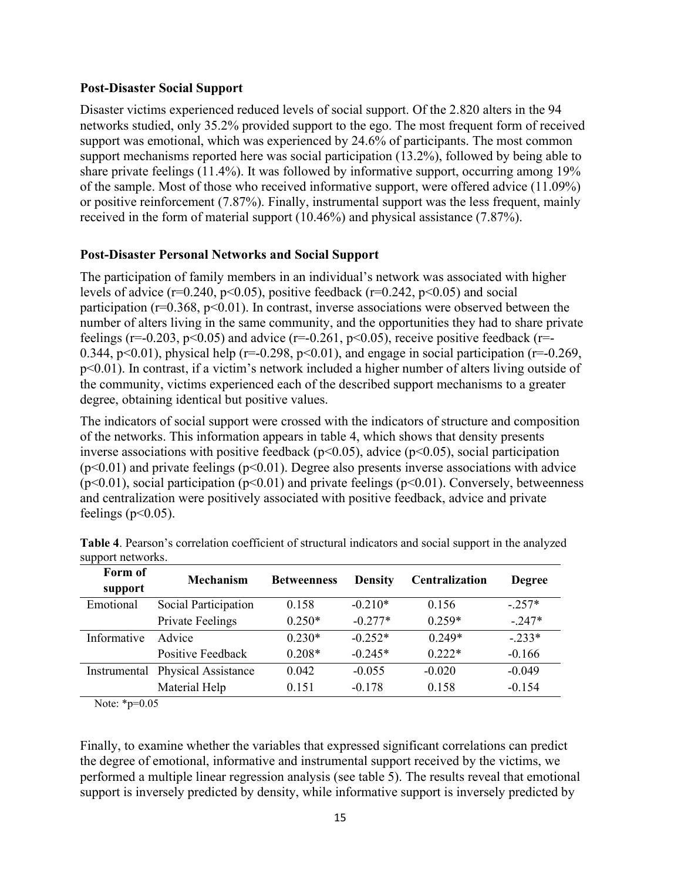**Post-Disaster Social Support**

Disaster victims experienced reduced levels of social support. Of the 2.820 alters in the 94 networks studied, only 35.2% provided support to the ego. The most frequent form of received support was emotional, which was experienced by 24.6% of participants. The most common support mechanisms reported here was social participation (13.2%), followed by being able to share private feelings (11.4%). It was followed by informative support, occurring among 19% of the sample. Most of those who received informative support, were offered advice (11.09%) or positive reinforcement (7.87%). Finally, instrumental support was the less frequent, mainly received in the form of material support (10.46%) and physical assistance (7.87%).

**Post-Disaster Personal Networks and Social Support**

The participation of family members in an individual's network was associated with higher levels of advice ($r=0.240$, $p<0.05$), positive feedback ($r=0.242$, $p<0.05$) and social participation ($r=0.368$, $p<0.01$). In contrast, inverse associations were observed between the number of alters living in the same community, and the opportunities they had to share private feelings ($r=-0.203$, $p<0.05$) and advice ($r=-0.261$, $p<0.05$), receive positive feedback ($r=-0.344$, $p<0.01$), physical help ($r=-0.298$, $p<0.01$), and engage in social participation ($r=-0.269$, $p<0.01$). In contrast, if a victim's network included a higher number of alters living outside of the community, victims experienced each of the described support mechanisms to a greater degree, obtaining identical but positive values.

The indicators of social support were crossed with the indicators of structure and composition of the networks. This information appears in table 4, which shows that density presents inverse associations with positive feedback ($p<0.05$), advice ($p<0.05$), social participation ($p<0.01$) and private feelings ($p<0.01$). Degree also presents inverse associations with advice ($p<0.01$), social participation ($p<0.01$) and private feelings ($p<0.01$). Conversely, betweenness and centralization were positively associated with positive feedback, advice and private feelings ($p<0.05$).

**Table 4**. Pearson's correlation coefficient of structural indicators and social support in the analyzed support networks.

| Form of support | Mechanism | Betweenness | Density | Centralization | Degree |
|---|---|---|---|---|---|
| Emotional | Social Participation | 0.158 | -0.210* | 0.156 | -.257* |
| | Private Feelings | 0.250* | -0.277* | 0.259* | -.247* |
| Informative | Advice | 0.230* | -0.252* | 0.249* | -.233* |
| | Positive Feedback | 0.208* | -0.245* | 0.222* | -0.166 |
| Instrumental | Physical Assistance | 0.042 | -0.055 | -0.020 | -0.049 |
| | Material Help | 0.151 | -0.178 | 0.158 | -0.154 |

Note: *p=0.05

Finally, to examine whether the variables that expressed significant correlations can predict the degree of emotional, informative and instrumental support received by the victims, we performed a multiple linear regression analysis (see table 5). The results reveal that emotional support is inversely predicted by density, while informative support is inversely predicted by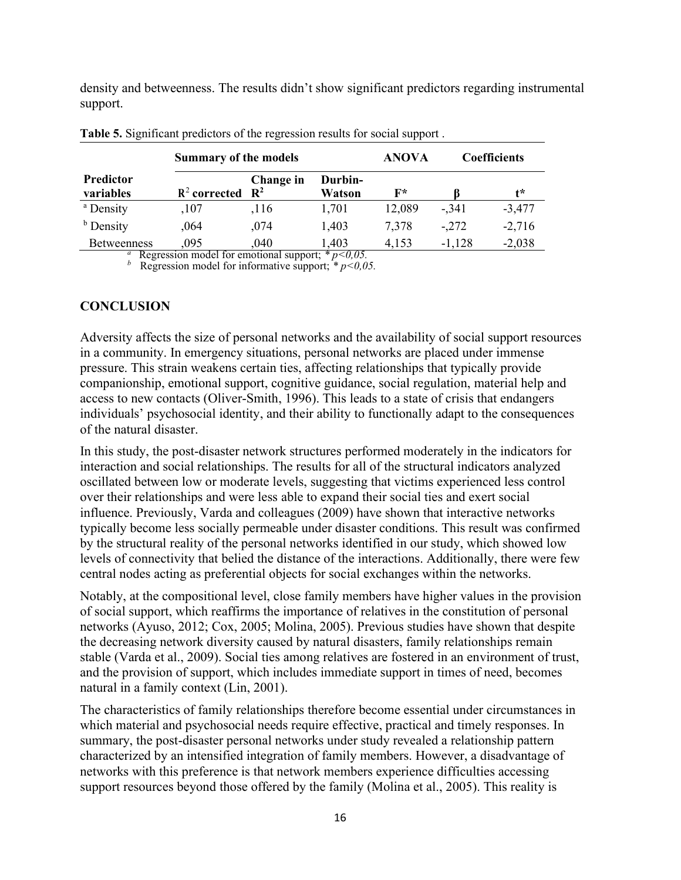density and betweenness. The results didn't show significant predictors regarding instrumental support.

**Table 5.** Significant predictors of the regression results for social support .

| | Summary of the models | | | ANOVA | Coefficients | |
|---|---|---|---|---|---|---|
| **Predictor variables** | **$R^2$ corrected** | **Change in $R^2$** | **Durbin-Watson** | **F*** | **β** | **t*** |
| [a] Density | ,107 | ,116 | 1,701 | 12,089 | -,341 | -3,477 |
| [b] Density | ,064 | ,074 | 1,403 | 7,378 | -,272 | -2,716 |
| Betweenness | ,095 | ,040 | 1,403 | 4,153 | -1,128 | -2,038 |

[a] Regression model for emotional support; * $p<0,05$.
[b] Regression model for informative support; * $p<0,05$.

## CONCLUSION

Adversity affects the size of personal networks and the availability of social support resources in a community. In emergency situations, personal networks are placed under immense pressure. This strain weakens certain ties, affecting relationships that typically provide companionship, emotional support, cognitive guidance, social regulation, material help and access to new contacts (Oliver-Smith, 1996). This leads to a state of crisis that endangers individuals' psychosocial identity, and their ability to functionally adapt to the consequences of the natural disaster.

In this study, the post-disaster network structures performed moderately in the indicators for interaction and social relationships. The results for all of the structural indicators analyzed oscillated between low or moderate levels, suggesting that victims experienced less control over their relationships and were less able to expand their social ties and exert social influence. Previously, Varda and colleagues (2009) have shown that interactive networks typically become less socially permeable under disaster conditions. This result was confirmed by the structural reality of the personal networks identified in our study, which showed low levels of connectivity that belied the distance of the interactions. Additionally, there were few central nodes acting as preferential objects for social exchanges within the networks.

Notably, at the compositional level, close family members have higher values in the provision of social support, which reaffirms the importance of relatives in the constitution of personal networks (Ayuso, 2012; Cox, 2005; Molina, 2005). Previous studies have shown that despite the decreasing network diversity caused by natural disasters, family relationships remain stable (Varda et al., 2009). Social ties among relatives are fostered in an environment of trust, and the provision of support, which includes immediate support in times of need, becomes natural in a family context (Lin, 2001).

The characteristics of family relationships therefore become essential under circumstances in which material and psychosocial needs require effective, practical and timely responses. In summary, the post-disaster personal networks under study revealed a relationship pattern characterized by an intensified integration of family members. However, a disadvantage of networks with this preference is that network members experience difficulties accessing support resources beyond those offered by the family (Molina et al., 2005). This reality is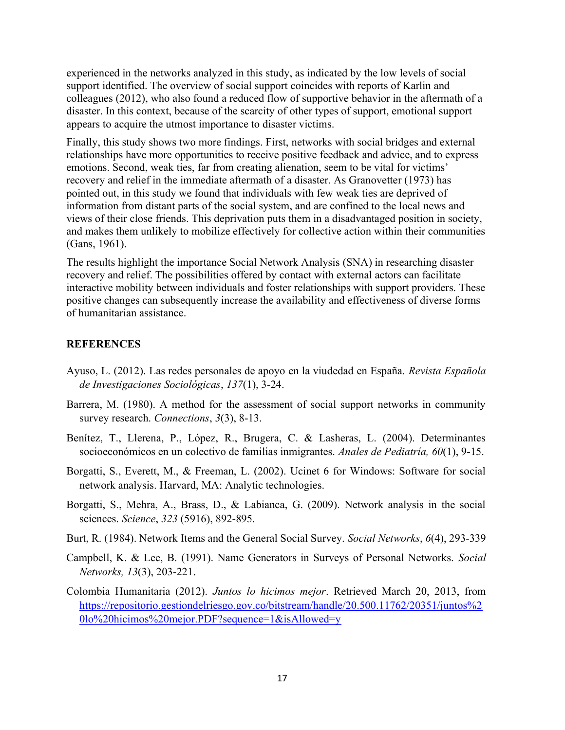experienced in the networks analyzed in this study, as indicated by the low levels of social support identified. The overview of social support coincides with reports of Karlin and colleagues (2012), who also found a reduced flow of supportive behavior in the aftermath of a disaster. In this context, because of the scarcity of other types of support, emotional support appears to acquire the utmost importance to disaster victims.

Finally, this study shows two more findings. First, networks with social bridges and external relationships have more opportunities to receive positive feedback and advice, and to express emotions. Second, weak ties, far from creating alienation, seem to be vital for victims' recovery and relief in the immediate aftermath of a disaster. As Granovetter (1973) has pointed out, in this study we found that individuals with few weak ties are deprived of information from distant parts of the social system, and are confined to the local news and views of their close friends. This deprivation puts them in a disadvantaged position in society, and makes them unlikely to mobilize effectively for collective action within their communities (Gans, 1961).

The results highlight the importance Social Network Analysis (SNA) in researching disaster recovery and relief. The possibilities offered by contact with external actors can facilitate interactive mobility between individuals and foster relationships with support providers. These positive changes can subsequently increase the availability and effectiveness of diverse forms of humanitarian assistance.

## REFERENCES

Ayuso, L. (2012). Las redes personales de apoyo en la viudedad en España. *Revista Española de Investigaciones Sociológicas*, *137*(1), 3-24.

Barrera, M. (1980). A method for the assessment of social support networks in community survey research. *Connections*, *3*(3), 8-13.

Benítez, T., Llerena, P., López, R., Brugera, C. & Lasheras, L. (2004). Determinantes socioeconómicos en un colectivo de familias inmigrantes. *Anales de Pediatría, 60*(1), 9-15.

Borgatti, S., Everett, M., & Freeman, L. (2002). Ucinet 6 for Windows: Software for social network analysis. Harvard, MA: Analytic technologies.

Borgatti, S., Mehra, A., Brass, D., & Labianca, G. (2009). Network analysis in the social sciences. *Science*, *323* (5916), 892-895.

Burt, R. (1984). Network Items and the General Social Survey. *Social Networks*, *6*(4), 293-339

Campbell, K. & Lee, B. (1991). Name Generators in Surveys of Personal Networks. *Social Networks, 13*(3), 203-221.

Colombia Humanitaria (2012). *Juntos lo hicimos mejor*. Retrieved March 20, 2013, from https://repositorio.gestiondelriesgo.gov.co/bitstream/handle/20.500.11762/20351/juntos%20lo%20hicimos%20mejor.PDF?sequence=1&isAllowed=y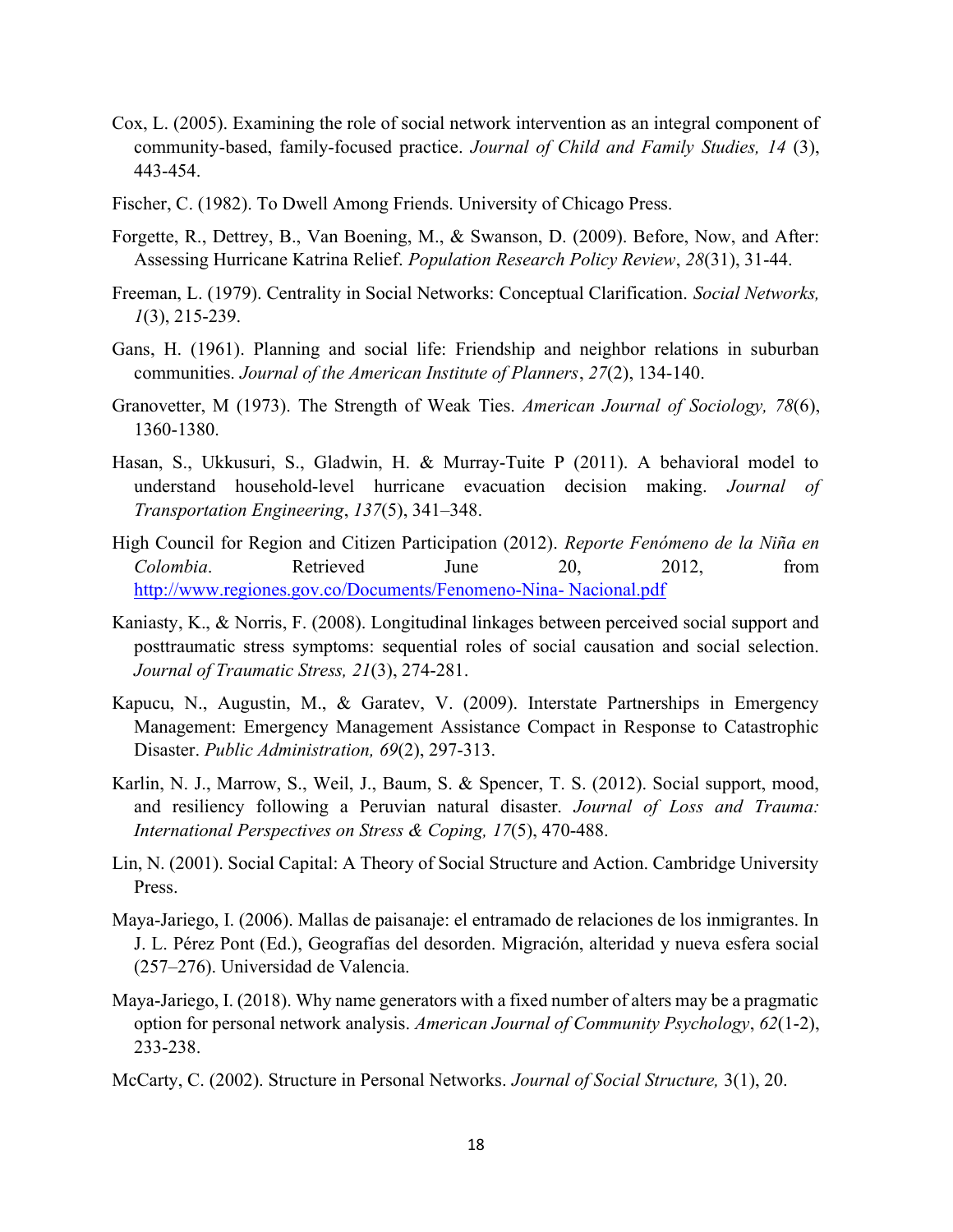Cox, L. (2005). Examining the role of social network intervention as an integral component of community-based, family-focused practice. *Journal of Child and Family Studies, 14* (3), 443-454.

Fischer, C. (1982). To Dwell Among Friends. University of Chicago Press.

Forgette, R., Dettrey, B., Van Boening, M., & Swanson, D. (2009). Before, Now, and After: Assessing Hurricane Katrina Relief. *Population Research Policy Review*, *28*(31), 31-44.

Freeman, L. (1979). Centrality in Social Networks: Conceptual Clarification. *Social Networks, 1*(3), 215-239.

Gans, H. (1961). Planning and social life: Friendship and neighbor relations in suburban communities. *Journal of the American Institute of Planners*, *27*(2), 134-140.

Granovetter, M (1973). The Strength of Weak Ties. *American Journal of Sociology, 78*(6), 1360-1380.

Hasan, S., Ukkusuri, S., Gladwin, H. & Murray-Tuite P (2011). A behavioral model to understand household-level hurricane evacuation decision making. *Journal of Transportation Engineering*, *137*(5), 341–348.

High Council for Region and Citizen Participation (2012). *Reporte Fenómeno de la Niña en Colombia*. Retrieved June 20, 2012, from http://www.regiones.gov.co/Documents/Fenomeno-Nina- Nacional.pdf

Kaniasty, K., & Norris, F. (2008). Longitudinal linkages between perceived social support and posttraumatic stress symptoms: sequential roles of social causation and social selection. *Journal of Traumatic Stress, 21*(3), 274-281.

Kapucu, N., Augustin, M., & Garatev, V. (2009). Interstate Partnerships in Emergency Management: Emergency Management Assistance Compact in Response to Catastrophic Disaster. *Public Administration, 69*(2), 297-313.

Karlin, N. J., Marrow, S., Weil, J., Baum, S. & Spencer, T. S. (2012). Social support, mood, and resiliency following a Peruvian natural disaster. *Journal of Loss and Trauma: International Perspectives on Stress & Coping, 17*(5), 470-488.

Lin, N. (2001). Social Capital: A Theory of Social Structure and Action. Cambridge University Press.

Maya-Jariego, I. (2006). Mallas de paisanaje: el entramado de relaciones de los inmigrantes. In J. L. Pérez Pont (Ed.), Geografías del desorden. Migración, alteridad y nueva esfera social (257–276). Universidad de Valencia.

Maya-Jariego, I. (2018). Why name generators with a fixed number of alters may be a pragmatic option for personal network analysis. *American Journal of Community Psychology*, *62*(1-2), 233-238.

McCarty, C. (2002). Structure in Personal Networks. *Journal of Social Structure,* 3(1), 20.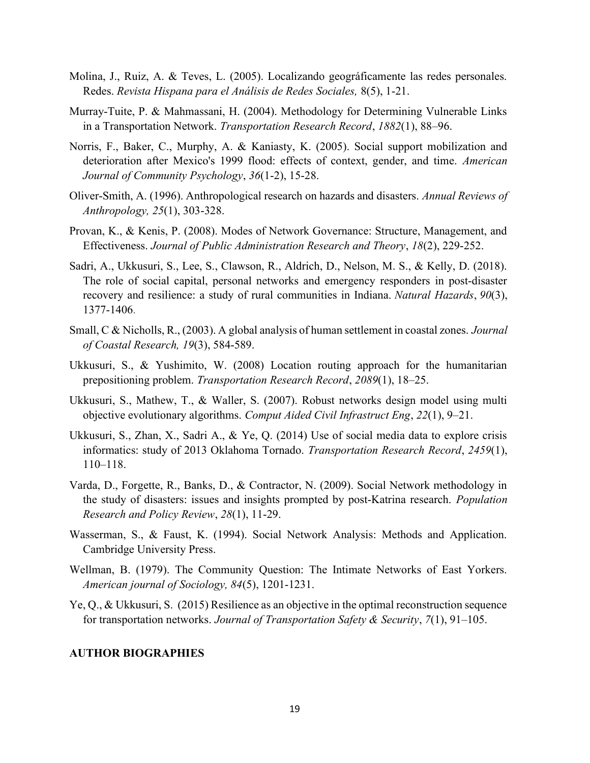Molina, J., Ruiz, A. & Teves, L. (2005). Localizando geográficamente las redes personales. Redes. *Revista Hispana para el Análisis de Redes Sociales,* 8(5), 1-21.

Murray-Tuite, P. & Mahmassani, H. (2004). Methodology for Determining Vulnerable Links in a Transportation Network. *Transportation Research Record*, *1882*(1), 88–96.

Norris, F., Baker, C., Murphy, A. & Kaniasty, K. (2005). Social support mobilization and deterioration after Mexico's 1999 flood: effects of context, gender, and time. *American Journal of Community Psychology*, *36*(1-2), 15-28.

Oliver-Smith, A. (1996). Anthropological research on hazards and disasters. *Annual Reviews of Anthropology, 25*(1), 303-328.

Provan, K., & Kenis, P. (2008). Modes of Network Governance: Structure, Management, and Effectiveness. *Journal of Public Administration Research and Theory*, *18*(2), 229-252.

Sadri, A., Ukkusuri, S., Lee, S., Clawson, R., Aldrich, D., Nelson, M. S., & Kelly, D. (2018). The role of social capital, personal networks and emergency responders in post-disaster recovery and resilience: a study of rural communities in Indiana. *Natural Hazards*, *90*(3), 1377-1406.

Small, C & Nicholls, R., (2003). A global analysis of human settlement in coastal zones. *Journal of Coastal Research, 19*(3), 584-589.

Ukkusuri, S., & Yushimito, W. (2008) Location routing approach for the humanitarian prepositioning problem. *Transportation Research Record*, *2089*(1), 18–25.

Ukkusuri, S., Mathew, T., & Waller, S. (2007). Robust networks design model using multi objective evolutionary algorithms. *Comput Aided Civil Infrastruct Eng*, *22*(1), 9–21.

Ukkusuri, S., Zhan, X., Sadri A., & Ye, Q. (2014) Use of social media data to explore crisis informatics: study of 2013 Oklahoma Tornado. *Transportation Research Record*, *2459*(1), 110–118.

Varda, D., Forgette, R., Banks, D., & Contractor, N. (2009). Social Network methodology in the study of disasters: issues and insights prompted by post-Katrina research. *Population Research and Policy Review*, *28*(1), 11-29.

Wasserman, S., & Faust, K. (1994). Social Network Analysis: Methods and Application. Cambridge University Press.

Wellman, B. (1979). The Community Question: The Intimate Networks of East Yorkers. *American journal of Sociology, 84*(5), 1201-1231.

Ye, Q., & Ukkusuri, S. (2015) Resilience as an objective in the optimal reconstruction sequence for transportation networks. *Journal of Transportation Safety & Security*, *7*(1), 91–105.

## AUTHOR BIOGRAPHIES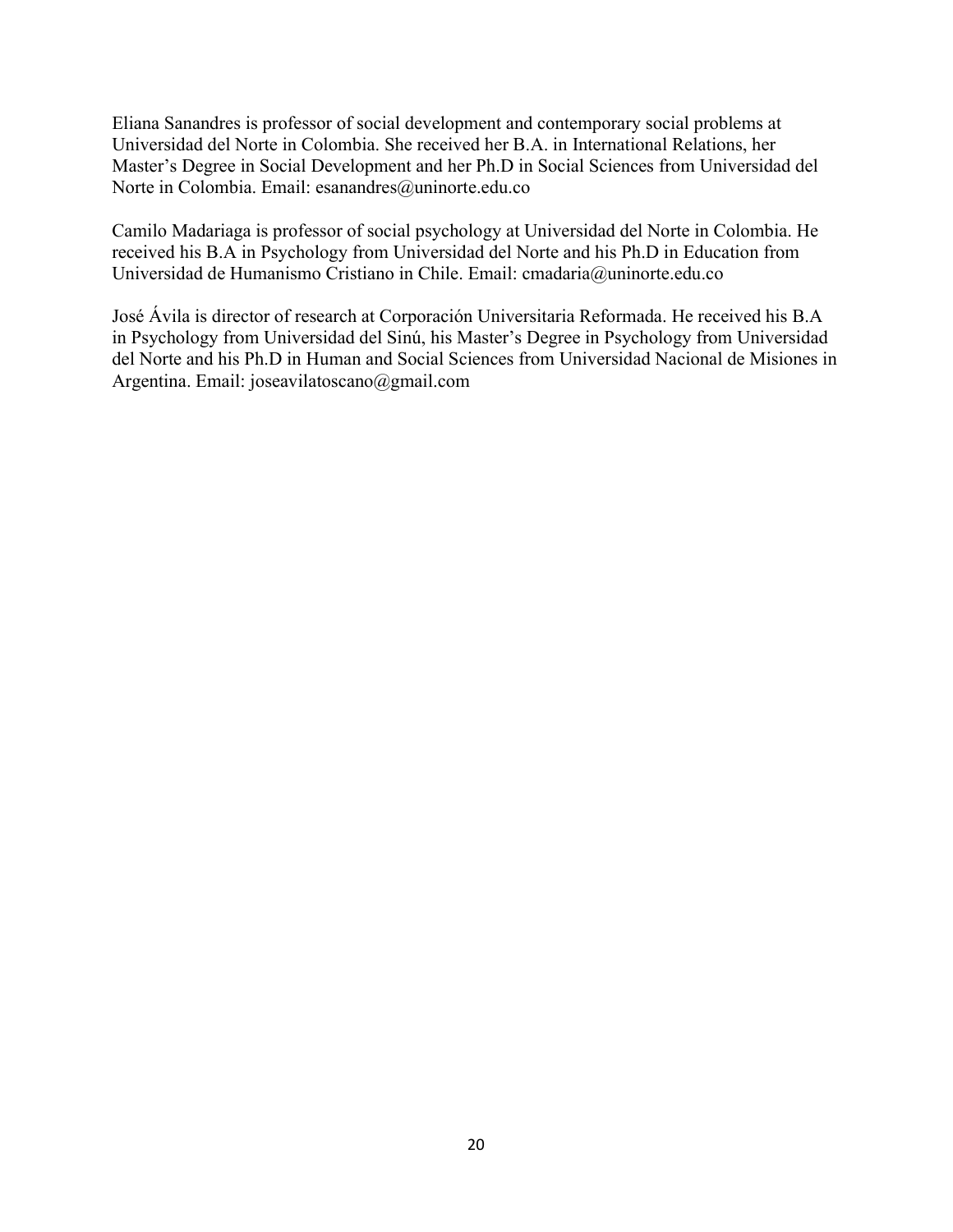Eliana Sanandres is professor of social development and contemporary social problems at Universidad del Norte in Colombia. She received her B.A. in International Relations, her Master's Degree in Social Development and her Ph.D in Social Sciences from Universidad del Norte in Colombia. Email: esanandres@uninorte.edu.co

Camilo Madariaga is professor of social psychology at Universidad del Norte in Colombia. He received his B.A in Psychology from Universidad del Norte and his Ph.D in Education from Universidad de Humanismo Cristiano in Chile. Email: cmadaria@uninorte.edu.co

José Ávila is director of research at Corporación Universitaria Reformada. He received his B.A in Psychology from Universidad del Sinú, his Master's Degree in Psychology from Universidad del Norte and his Ph.D in Human and Social Sciences from Universidad Nacional de Misiones in Argentina. Email: joseavilatoscano@gmail.com